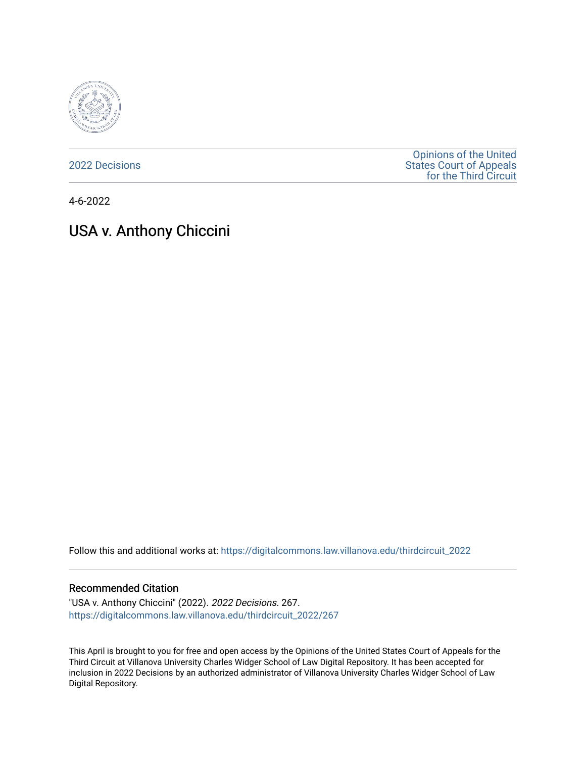2022 Decisions

Opinions of the United States Court of Appeals for the Third Circuit

4-6-2022

# USA v. Anthony Chiccini

Follow this and additional works at: https://digitalcommons.law.villanova.edu/thirdcircuit_2022

## Recommended Citation

"USA v. Anthony Chiccini" (2022). *2022 Decisions*. 267.
https://digitalcommons.law.villanova.edu/thirdcircuit_2022/267

This April is brought to you for free and open access by the Opinions of the United States Court of Appeals for the Third Circuit at Villanova University Charles Widger School of Law Digital Repository. It has been accepted for inclusion in 2022 Decisions by an authorized administrator of Villanova University Charles Widger School of Law Digital Repository.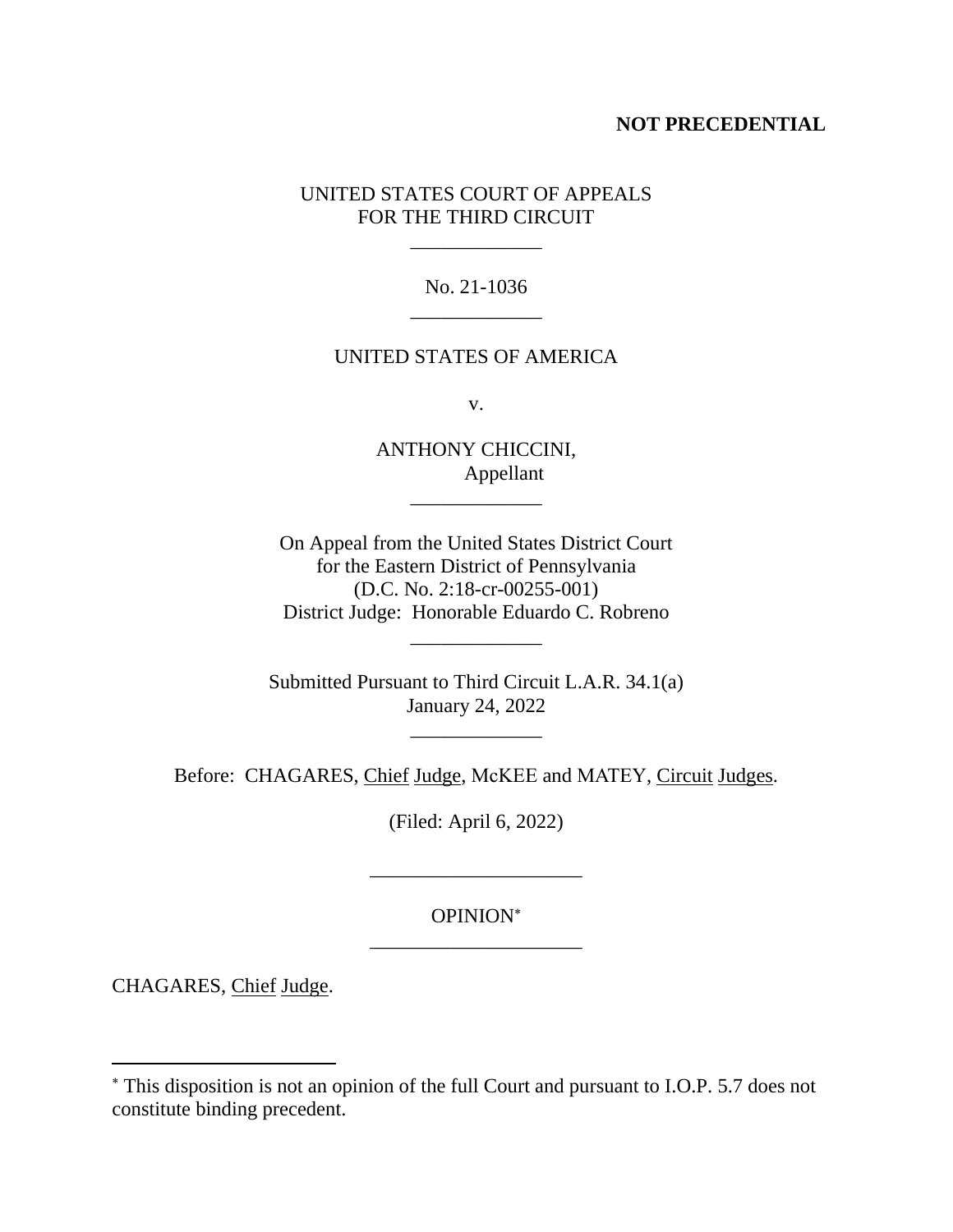**NOT PRECEDENTIAL**

UNITED STATES COURT OF APPEALS
FOR THE THIRD CIRCUIT

\_\_\_\_\_\_\_\_\_\_\_\_\_

No. 21-1036

\_\_\_\_\_\_\_\_\_\_\_\_\_

UNITED STATES OF AMERICA

v.

ANTHONY CHICCINI,
Appellant

\_\_\_\_\_\_\_\_\_\_\_\_\_

On Appeal from the United States District Court
for the Eastern District of Pennsylvania
(D.C. No. 2:18-cr-00255-001)
District Judge: Honorable Eduardo C. Robreno

\_\_\_\_\_\_\_\_\_\_\_\_\_

Submitted Pursuant to Third Circuit L.A.R. 34.1(a)
January 24, 2022

\_\_\_\_\_\_\_\_\_\_\_\_\_

Before: CHAGARES, Chief Judge, McKEE and MATEY, Circuit Judges.

(Filed: April 6, 2022)

\_\_\_\_\_\_\_\_\_\_\_\_\_\_\_\_\_\_\_\_\_

OPINION[*]

\_\_\_\_\_\_\_\_\_\_\_\_\_\_\_\_\_\_\_\_\_

CHAGARES, Chief Judge.

---

[*] This disposition is not an opinion of the full Court and pursuant to I.O.P. 5.7 does not constitute binding precedent.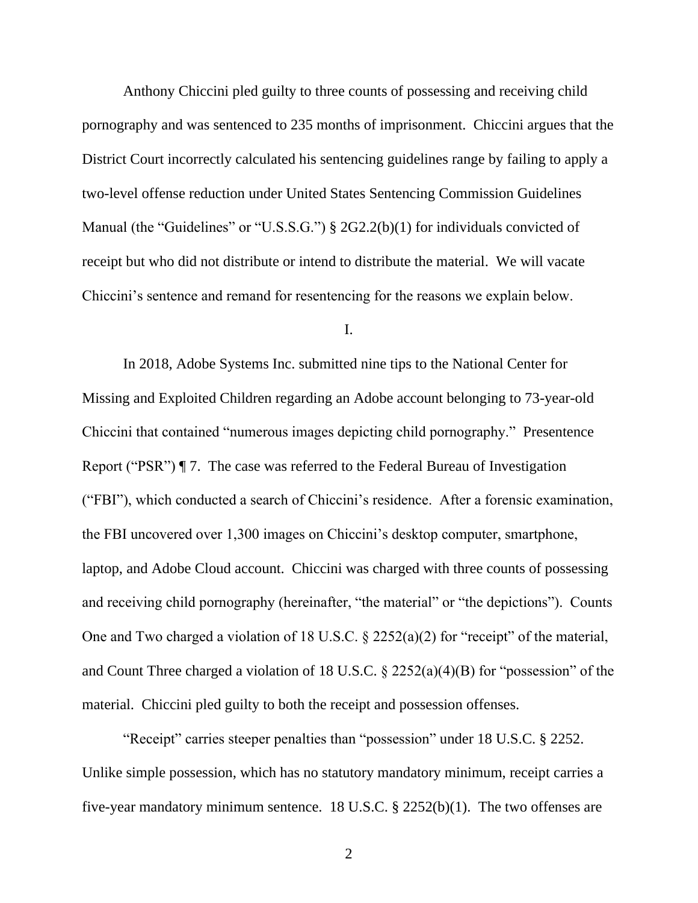Anthony Chiccini pled guilty to three counts of possessing and receiving child pornography and was sentenced to 235 months of imprisonment. Chiccini argues that the District Court incorrectly calculated his sentencing guidelines range by failing to apply a two-level offense reduction under United States Sentencing Commission Guidelines Manual (the "Guidelines" or "U.S.S.G.") § 2G2.2(b)(1) for individuals convicted of receipt but who did not distribute or intend to distribute the material. We will vacate Chiccini's sentence and remand for resentencing for the reasons we explain below.

## I.

In 2018, Adobe Systems Inc. submitted nine tips to the National Center for Missing and Exploited Children regarding an Adobe account belonging to 73-year-old Chiccini that contained "numerous images depicting child pornography." Presentence Report ("PSR") ¶ 7. The case was referred to the Federal Bureau of Investigation ("FBI"), which conducted a search of Chiccini's residence. After a forensic examination, the FBI uncovered over 1,300 images on Chiccini's desktop computer, smartphone, laptop, and Adobe Cloud account. Chiccini was charged with three counts of possessing and receiving child pornography (hereinafter, "the material" or "the depictions"). Counts One and Two charged a violation of 18 U.S.C. § 2252(a)(2) for "receipt" of the material, and Count Three charged a violation of 18 U.S.C. § 2252(a)(4)(B) for "possession" of the material. Chiccini pled guilty to both the receipt and possession offenses.

"Receipt" carries steeper penalties than "possession" under 18 U.S.C. § 2252. Unlike simple possession, which has no statutory mandatory minimum, receipt carries a five-year mandatory minimum sentence. 18 U.S.C. § 2252(b)(1). The two offenses are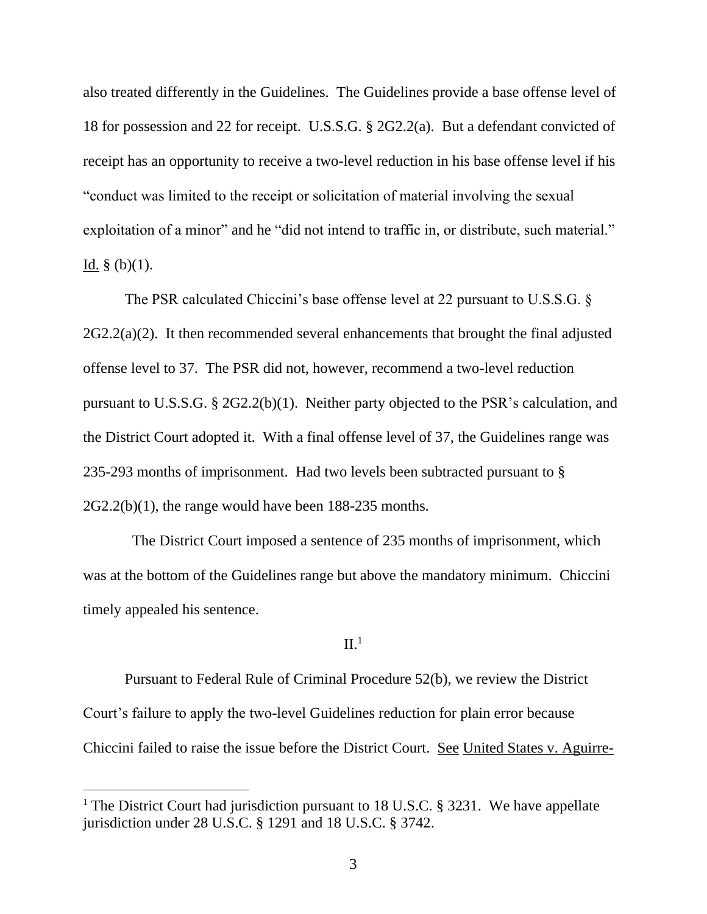also treated differently in the Guidelines. The Guidelines provide a base offense level of 18 for possession and 22 for receipt. U.S.S.G. § 2G2.2(a). But a defendant convicted of receipt has an opportunity to receive a two-level reduction in his base offense level if his "conduct was limited to the receipt or solicitation of material involving the sexual exploitation of a minor" and he "did not intend to traffic in, or distribute, such material." Id. § (b)(1).

The PSR calculated Chiccini's base offense level at 22 pursuant to U.S.S.G. § 2G2.2(a)(2). It then recommended several enhancements that brought the final adjusted offense level to 37. The PSR did not, however, recommend a two-level reduction pursuant to U.S.S.G. § 2G2.2(b)(1). Neither party objected to the PSR's calculation, and the District Court adopted it. With a final offense level of 37, the Guidelines range was 235-293 months of imprisonment. Had two levels been subtracted pursuant to § 2G2.2(b)(1), the range would have been 188-235 months.

The District Court imposed a sentence of 235 months of imprisonment, which was at the bottom of the Guidelines range but above the mandatory minimum. Chiccini timely appealed his sentence.

## II.[1]

Pursuant to Federal Rule of Criminal Procedure 52(b), we review the District Court's failure to apply the two-level Guidelines reduction for plain error because Chiccini failed to raise the issue before the District Court. See United States v. Aguirre-

[1] The District Court had jurisdiction pursuant to 18 U.S.C. § 3231. We have appellate jurisdiction under 28 U.S.C. § 1291 and 18 U.S.C. § 3742.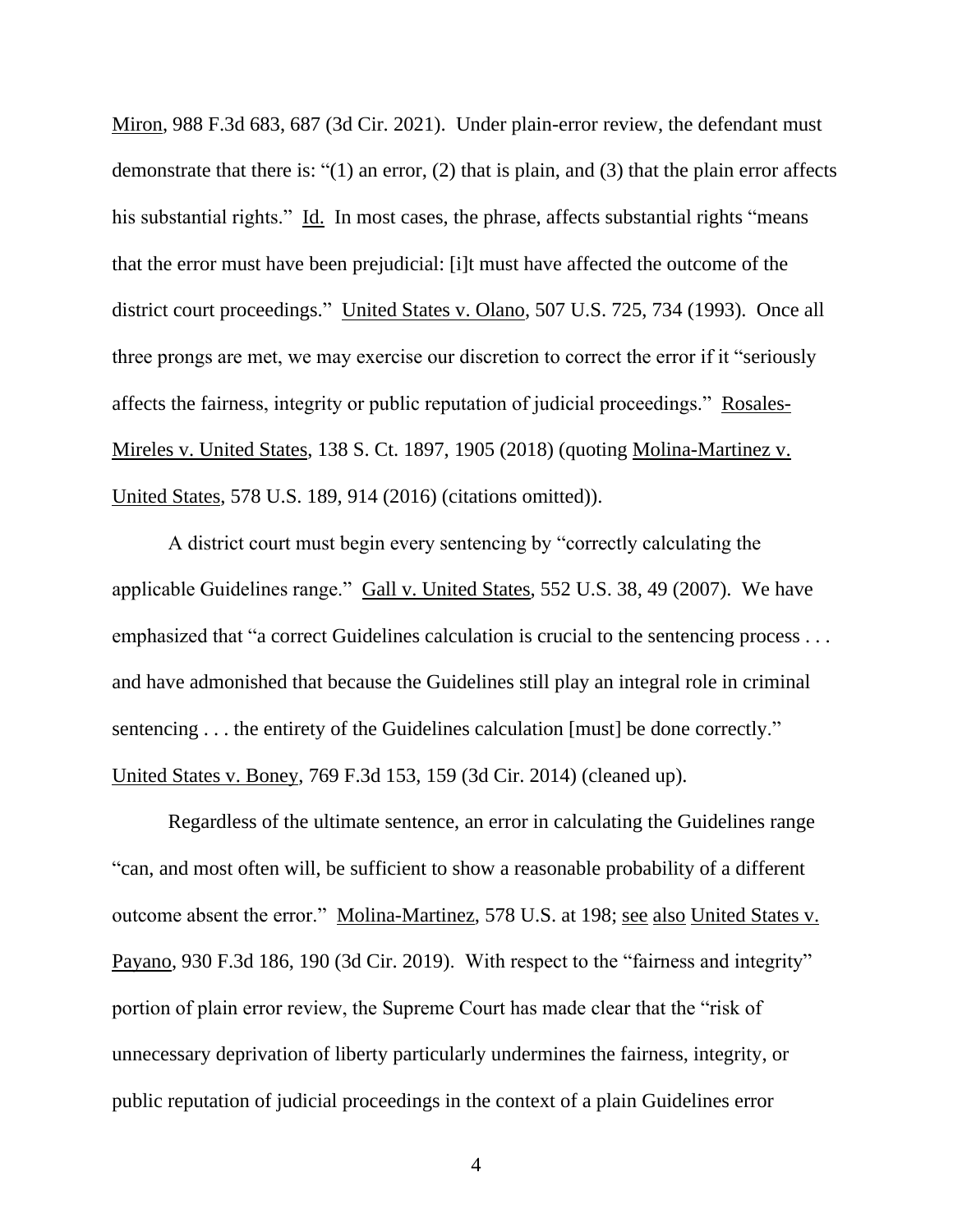Miron, 988 F.3d 683, 687 (3d Cir. 2021). Under plain-error review, the defendant must demonstrate that there is: "(1) an error, (2) that is plain, and (3) that the plain error affects his substantial rights." Id. In most cases, the phrase, affects substantial rights "means that the error must have been prejudicial: [i]t must have affected the outcome of the district court proceedings." United States v. Olano, 507 U.S. 725, 734 (1993). Once all three prongs are met, we may exercise our discretion to correct the error if it "seriously affects the fairness, integrity or public reputation of judicial proceedings." Rosales-Mireles v. United States, 138 S. Ct. 1897, 1905 (2018) (quoting Molina-Martinez v. United States, 578 U.S. 189, 914 (2016) (citations omitted)).

A district court must begin every sentencing by "correctly calculating the applicable Guidelines range." Gall v. United States, 552 U.S. 38, 49 (2007). We have emphasized that "a correct Guidelines calculation is crucial to the sentencing process . . . and have admonished that because the Guidelines still play an integral role in criminal sentencing . . . the entirety of the Guidelines calculation [must] be done correctly." United States v. Boney, 769 F.3d 153, 159 (3d Cir. 2014) (cleaned up).

Regardless of the ultimate sentence, an error in calculating the Guidelines range "can, and most often will, be sufficient to show a reasonable probability of a different outcome absent the error." Molina-Martinez, 578 U.S. at 198; see also United States v. Payano, 930 F.3d 186, 190 (3d Cir. 2019). With respect to the "fairness and integrity" portion of plain error review, the Supreme Court has made clear that the "risk of unnecessary deprivation of liberty particularly undermines the fairness, integrity, or public reputation of judicial proceedings in the context of a plain Guidelines error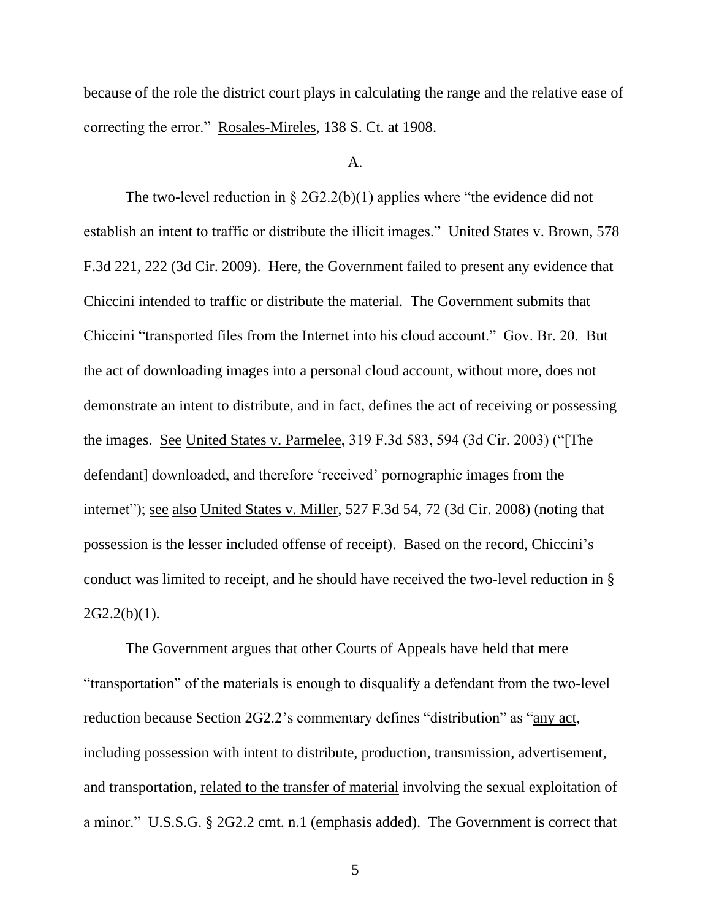because of the role the district court plays in calculating the range and the relative ease of correcting the error." Rosales-Mireles, 138 S. Ct. at 1908.

A.

The two-level reduction in § 2G2.2(b)(1) applies where "the evidence did not establish an intent to traffic or distribute the illicit images." United States v. Brown, 578 F.3d 221, 222 (3d Cir. 2009). Here, the Government failed to present any evidence that Chiccini intended to traffic or distribute the material. The Government submits that Chiccini "transported files from the Internet into his cloud account." Gov. Br. 20. But the act of downloading images into a personal cloud account, without more, does not demonstrate an intent to distribute, and in fact, defines the act of receiving or possessing the images. See United States v. Parmelee, 319 F.3d 583, 594 (3d Cir. 2003) ("[The defendant] downloaded, and therefore 'received' pornographic images from the internet"); see also United States v. Miller, 527 F.3d 54, 72 (3d Cir. 2008) (noting that possession is the lesser included offense of receipt). Based on the record, Chiccini's conduct was limited to receipt, and he should have received the two-level reduction in § 2G2.2(b)(1).

The Government argues that other Courts of Appeals have held that mere "transportation" of the materials is enough to disqualify a defendant from the two-level reduction because Section 2G2.2's commentary defines "distribution" as "any act, including possession with intent to distribute, production, transmission, advertisement, and transportation, related to the transfer of material involving the sexual exploitation of a minor." U.S.S.G. § 2G2.2 cmt. n.1 (emphasis added). The Government is correct that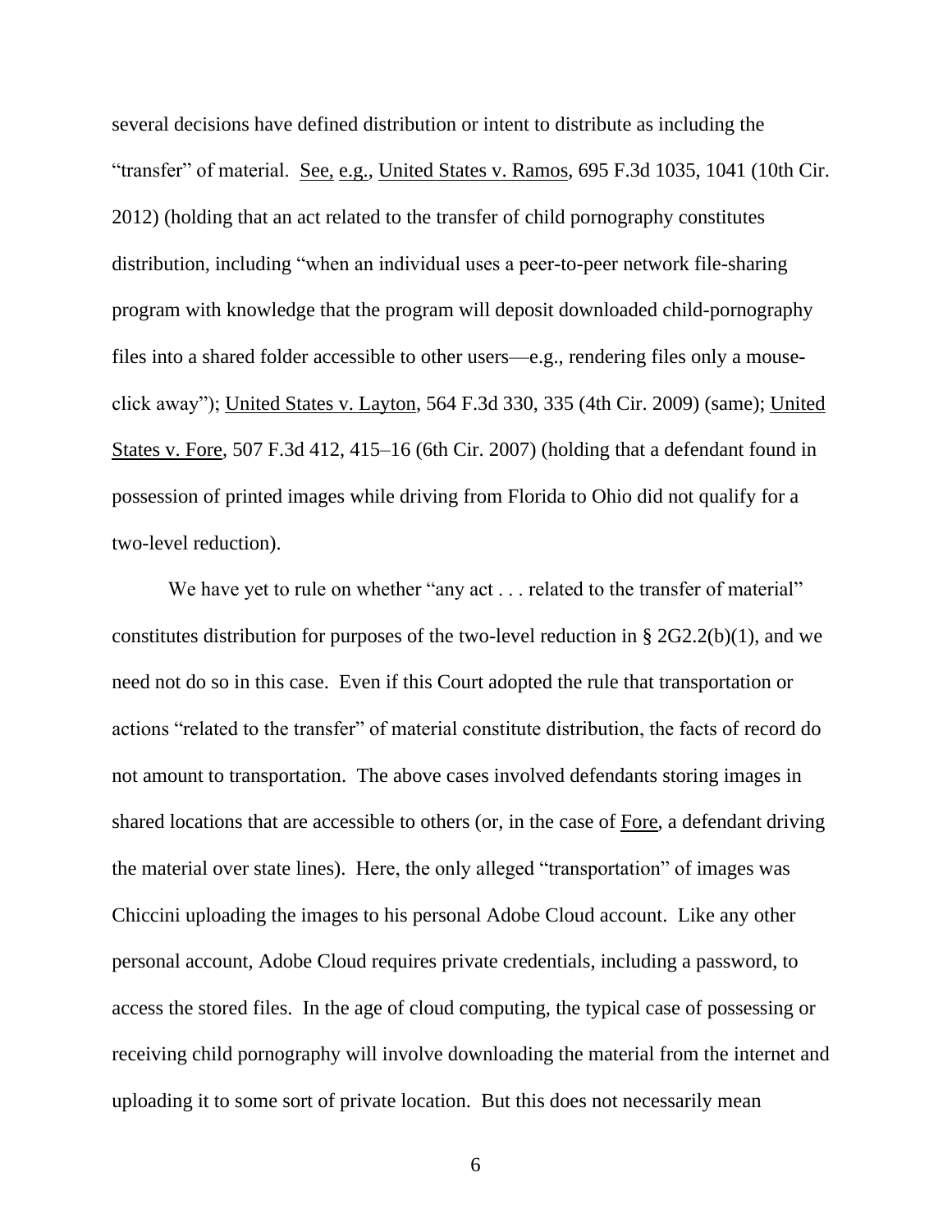several decisions have defined distribution or intent to distribute as including the "transfer" of material. See, e.g., United States v. Ramos, 695 F.3d 1035, 1041 (10th Cir. 2012) (holding that an act related to the transfer of child pornography constitutes distribution, including "when an individual uses a peer-to-peer network file-sharing program with knowledge that the program will deposit downloaded child-pornography files into a shared folder accessible to other users—e.g., rendering files only a mouse-click away"); United States v. Layton, 564 F.3d 330, 335 (4th Cir. 2009) (same); United States v. Fore, 507 F.3d 412, 415–16 (6th Cir. 2007) (holding that a defendant found in possession of printed images while driving from Florida to Ohio did not qualify for a two-level reduction).

We have yet to rule on whether "any act . . . related to the transfer of material" constitutes distribution for purposes of the two-level reduction in § 2G2.2(b)(1), and we need not do so in this case. Even if this Court adopted the rule that transportation or actions "related to the transfer" of material constitute distribution, the facts of record do not amount to transportation. The above cases involved defendants storing images in shared locations that are accessible to others (or, in the case of Fore, a defendant driving the material over state lines). Here, the only alleged "transportation" of images was Chiccini uploading the images to his personal Adobe Cloud account. Like any other personal account, Adobe Cloud requires private credentials, including a password, to access the stored files. In the age of cloud computing, the typical case of possessing or receiving child pornography will involve downloading the material from the internet and uploading it to some sort of private location. But this does not necessarily mean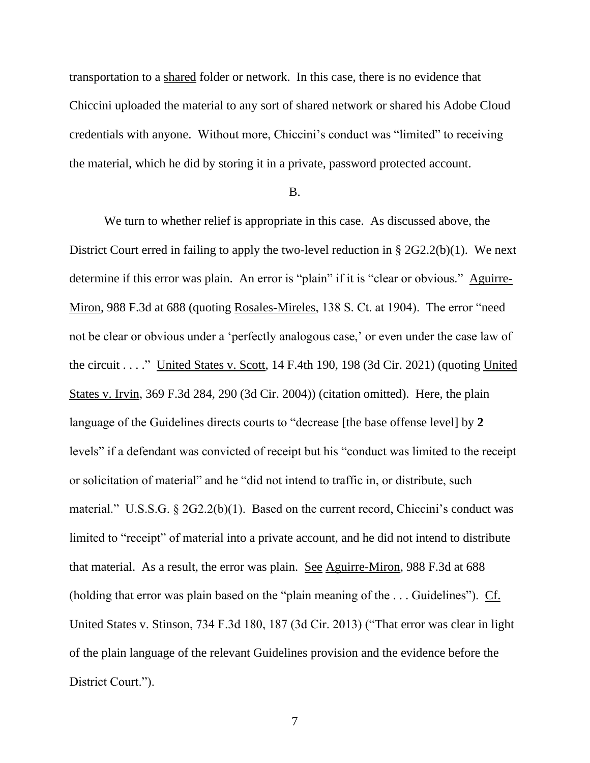transportation to a shared folder or network. In this case, there is no evidence that Chiccini uploaded the material to any sort of shared network or shared his Adobe Cloud credentials with anyone. Without more, Chiccini's conduct was "limited" to receiving the material, which he did by storing it in a private, password protected account.

B.

We turn to whether relief is appropriate in this case. As discussed above, the District Court erred in failing to apply the two-level reduction in § 2G2.2(b)(1). We next determine if this error was plain. An error is "plain" if it is "clear or obvious." Aguirre-Miron, 988 F.3d at 688 (quoting Rosales-Mireles, 138 S. Ct. at 1904). The error "need not be clear or obvious under a 'perfectly analogous case,' or even under the case law of the circuit . . . ." United States v. Scott, 14 F.4th 190, 198 (3d Cir. 2021) (quoting United States v. Irvin, 369 F.3d 284, 290 (3d Cir. 2004)) (citation omitted). Here, the plain language of the Guidelines directs courts to "decrease [the base offense level] by **2** levels" if a defendant was convicted of receipt but his "conduct was limited to the receipt or solicitation of material" and he "did not intend to traffic in, or distribute, such material." U.S.S.G. § 2G2.2(b)(1). Based on the current record, Chiccini's conduct was limited to "receipt" of material into a private account, and he did not intend to distribute that material. As a result, the error was plain. See Aguirre-Miron, 988 F.3d at 688 (holding that error was plain based on the "plain meaning of the . . . Guidelines"). Cf. United States v. Stinson, 734 F.3d 180, 187 (3d Cir. 2013) ("That error was clear in light of the plain language of the relevant Guidelines provision and the evidence before the District Court.").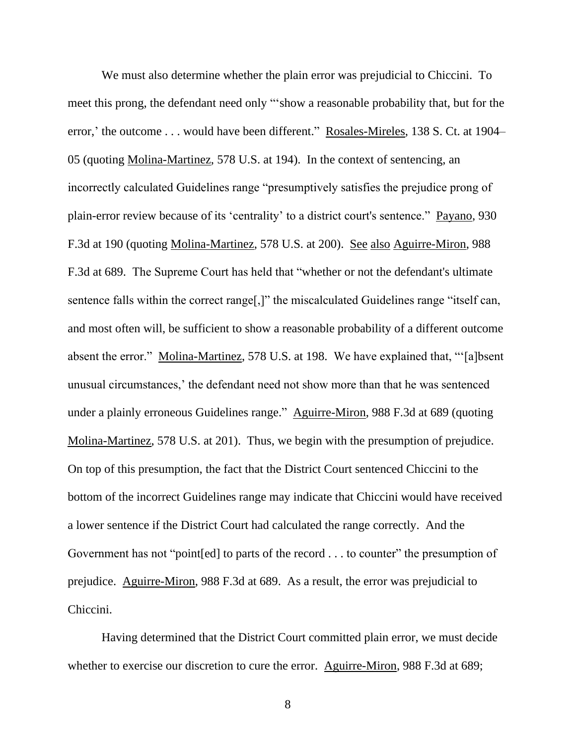We must also determine whether the plain error was prejudicial to Chiccini. To meet this prong, the defendant need only "'show a reasonable probability that, but for the error,' the outcome . . . would have been different." Rosales-Mireles, 138 S. Ct. at 1904–05 (quoting Molina-Martinez, 578 U.S. at 194). In the context of sentencing, an incorrectly calculated Guidelines range "presumptively satisfies the prejudice prong of plain-error review because of its 'centrality' to a district court's sentence." Payano, 930 F.3d at 190 (quoting Molina-Martinez, 578 U.S. at 200). See also Aguirre-Miron, 988 F.3d at 689. The Supreme Court has held that "whether or not the defendant's ultimate sentence falls within the correct range[,]" the miscalculated Guidelines range "itself can, and most often will, be sufficient to show a reasonable probability of a different outcome absent the error." Molina-Martinez, 578 U.S. at 198. We have explained that, "'[a]bsent unusual circumstances,' the defendant need not show more than that he was sentenced under a plainly erroneous Guidelines range." Aguirre-Miron, 988 F.3d at 689 (quoting Molina-Martinez, 578 U.S. at 201). Thus, we begin with the presumption of prejudice. On top of this presumption, the fact that the District Court sentenced Chiccini to the bottom of the incorrect Guidelines range may indicate that Chiccini would have received a lower sentence if the District Court had calculated the range correctly. And the Government has not "point[ed] to parts of the record . . . to counter" the presumption of prejudice. Aguirre-Miron, 988 F.3d at 689. As a result, the error was prejudicial to Chiccini.

Having determined that the District Court committed plain error, we must decide whether to exercise our discretion to cure the error. Aguirre-Miron, 988 F.3d at 689;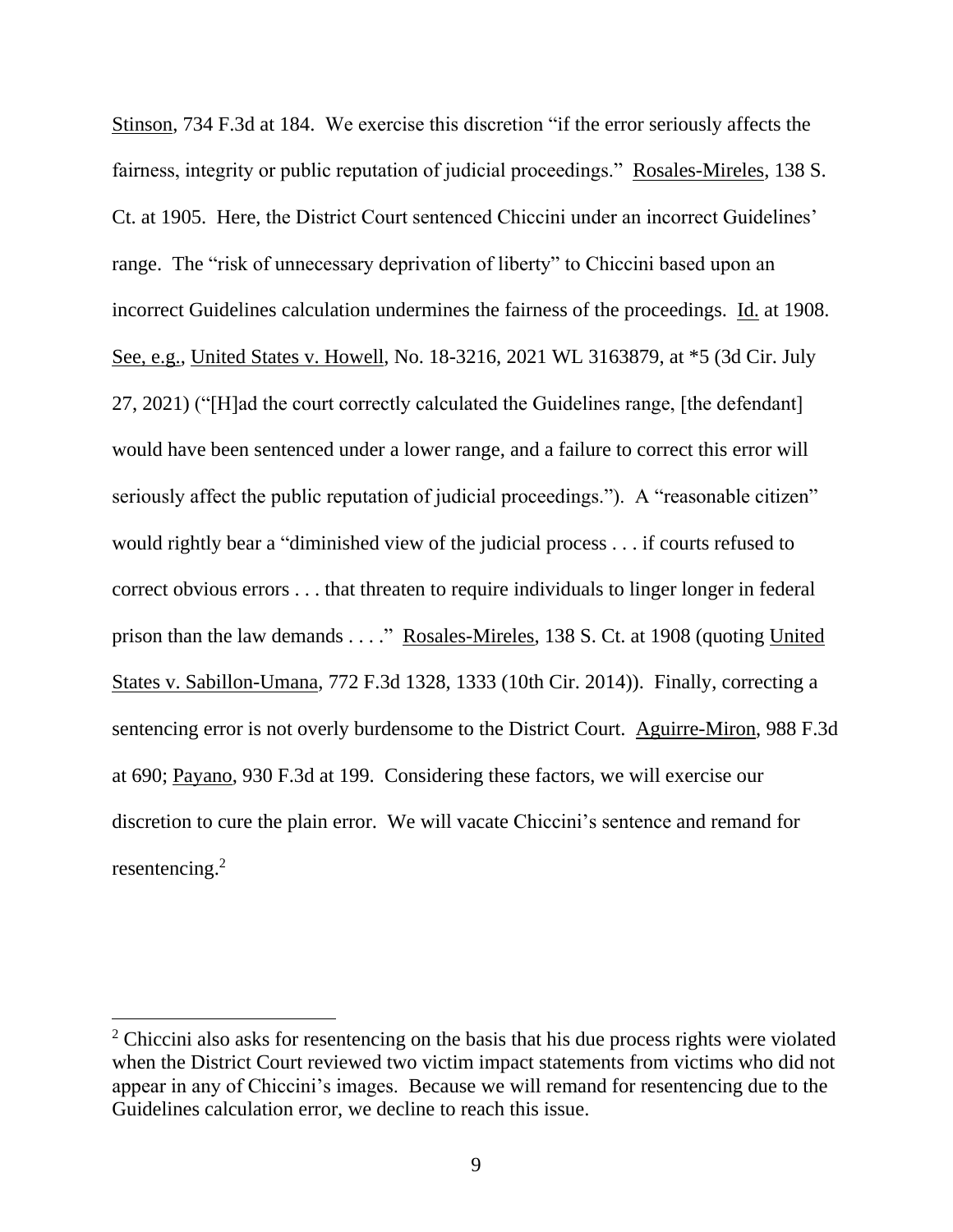Stinson, 734 F.3d at 184. We exercise this discretion "if the error seriously affects the fairness, integrity or public reputation of judicial proceedings." Rosales-Mireles, 138 S. Ct. at 1905. Here, the District Court sentenced Chiccini under an incorrect Guidelines' range. The "risk of unnecessary deprivation of liberty" to Chiccini based upon an incorrect Guidelines calculation undermines the fairness of the proceedings. Id. at 1908. See, e.g., United States v. Howell, No. 18-3216, 2021 WL 3163879, at *5 (3d Cir. July 27, 2021) ("[H]ad the court correctly calculated the Guidelines range, [the defendant] would have been sentenced under a lower range, and a failure to correct this error will seriously affect the public reputation of judicial proceedings."). A "reasonable citizen" would rightly bear a "diminished view of the judicial process . . . if courts refused to correct obvious errors . . . that threaten to require individuals to linger longer in federal prison than the law demands . . . ." Rosales-Mireles, 138 S. Ct. at 1908 (quoting United States v. Sabillon-Umana, 772 F.3d 1328, 1333 (10th Cir. 2014)). Finally, correcting a sentencing error is not overly burdensome to the District Court. Aguirre-Miron, 988 F.3d at 690; Payano, 930 F.3d at 199. Considering these factors, we will exercise our discretion to cure the plain error. We will vacate Chiccini's sentence and remand for resentencing.[2]

[2] Chiccini also asks for resentencing on the basis that his due process rights were violated when the District Court reviewed two victim impact statements from victims who did not appear in any of Chiccini's images. Because we will remand for resentencing due to the Guidelines calculation error, we decline to reach this issue.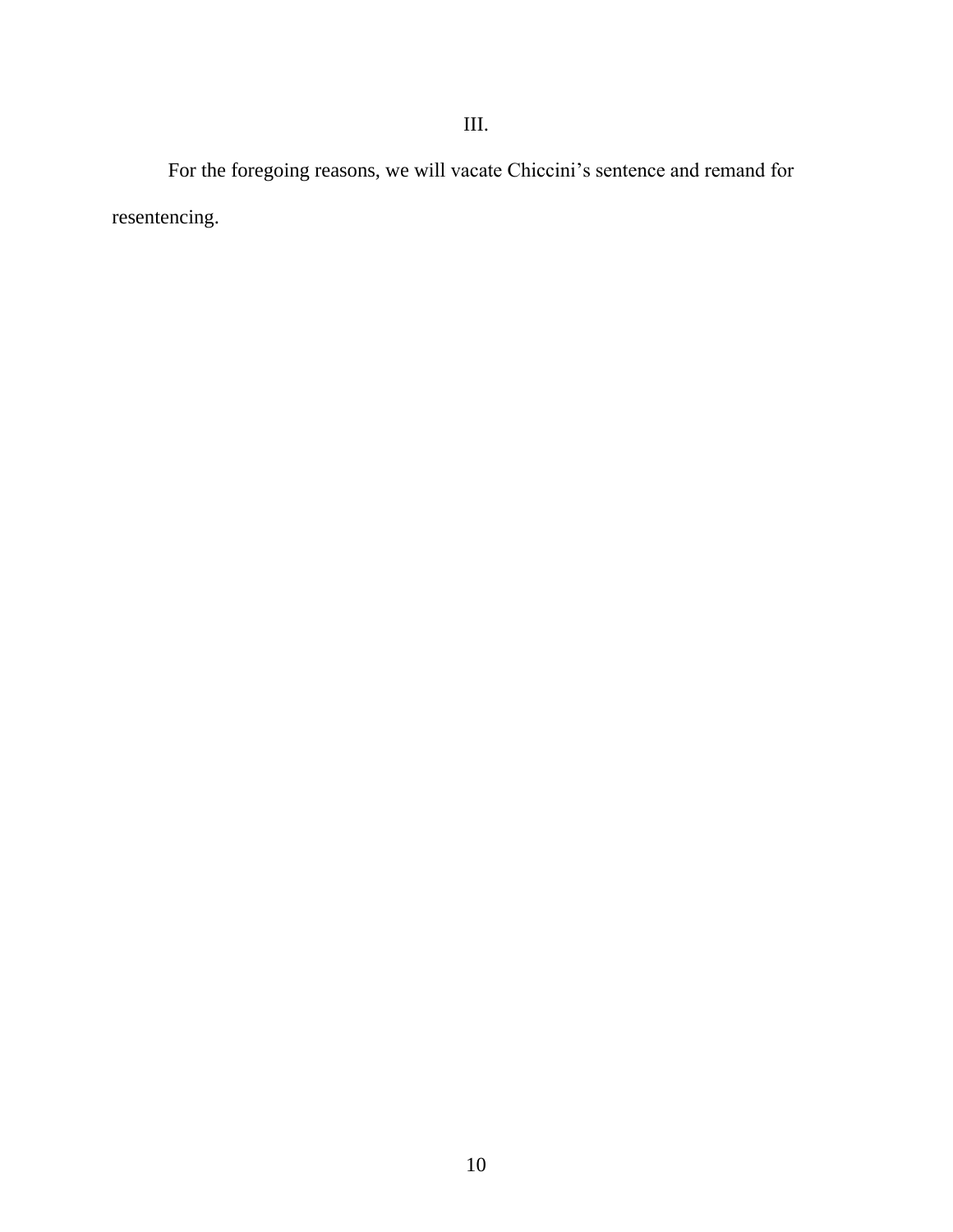## III.

For the foregoing reasons, we will vacate Chiccini's sentence and remand for resentencing.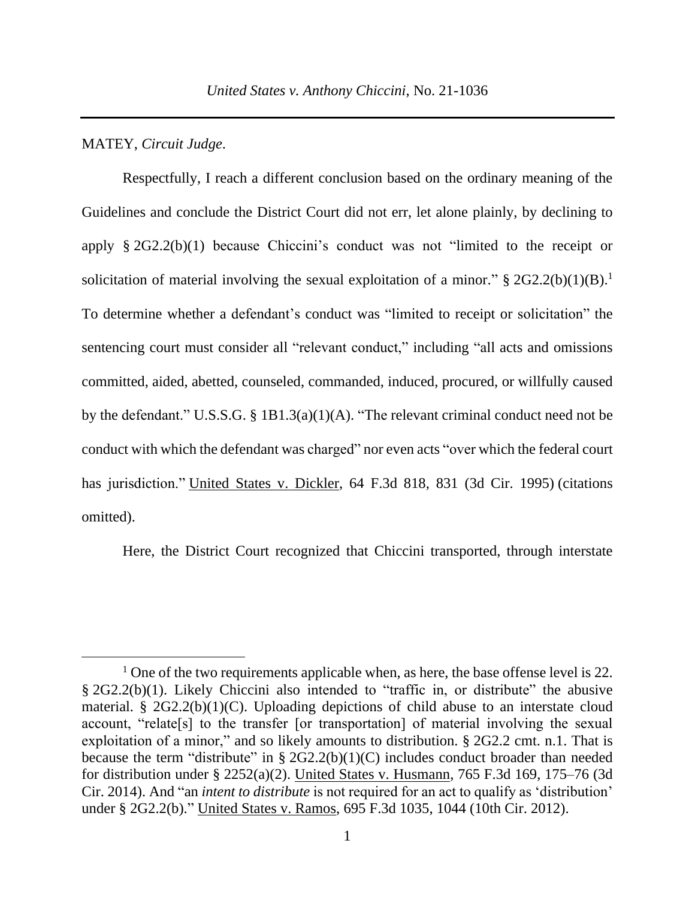MATEY, *Circuit Judge*.

Respectfully, I reach a different conclusion based on the ordinary meaning of the Guidelines and conclude the District Court did not err, let alone plainly, by declining to apply § 2G2.2(b)(1) because Chiccini's conduct was not "limited to the receipt or solicitation of material involving the sexual exploitation of a minor." § 2G2.2(b)(1)(B).[1] To determine whether a defendant's conduct was "limited to receipt or solicitation" the sentencing court must consider all "relevant conduct," including "all acts and omissions committed, aided, abetted, counseled, commanded, induced, procured, or willfully caused by the defendant." U.S.S.G. § 1B1.3(a)(1)(A). "The relevant criminal conduct need not be conduct with which the defendant was charged" nor even acts "over which the federal court has jurisdiction." United States v. Dickler, 64 F.3d 818, 831 (3d Cir. 1995) (citations omitted).

Here, the District Court recognized that Chiccini transported, through interstate

[1] One of the two requirements applicable when, as here, the base offense level is 22. § 2G2.2(b)(1). Likely Chiccini also intended to "traffic in, or distribute" the abusive material. § 2G2.2(b)(1)(C). Uploading depictions of child abuse to an interstate cloud account, "relate[s] to the transfer [or transportation] of material involving the sexual exploitation of a minor," and so likely amounts to distribution. § 2G2.2 cmt. n.1. That is because the term "distribute" in § 2G2.2(b)(1)(C) includes conduct broader than needed for distribution under § 2252(a)(2). United States v. Husmann, 765 F.3d 169, 175–76 (3d Cir. 2014). And "an *intent to distribute* is not required for an act to qualify as 'distribution' under § 2G2.2(b)." United States v. Ramos, 695 F.3d 1035, 1044 (10th Cir. 2012).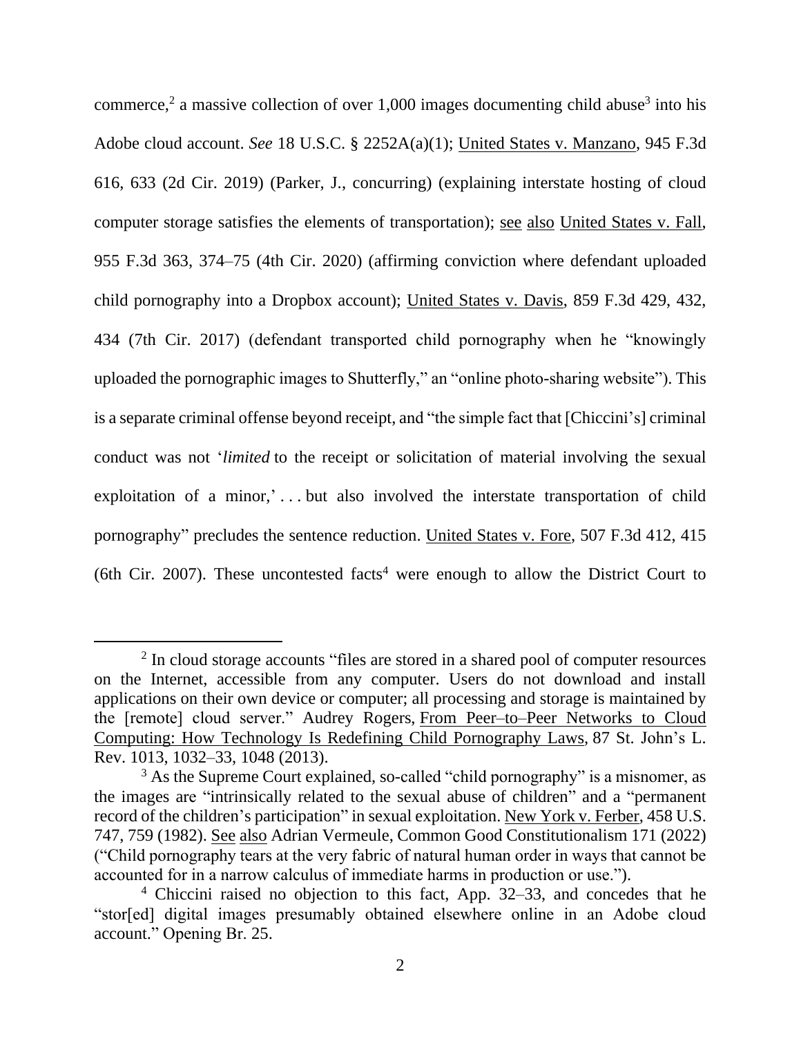commerce,[2] a massive collection of over 1,000 images documenting child abuse[3] into his Adobe cloud account. *See* 18 U.S.C. § 2252A(a)(1); United States v. Manzano, 945 F.3d 616, 633 (2d Cir. 2019) (Parker, J., concurring) (explaining interstate hosting of cloud computer storage satisfies the elements of transportation); see also United States v. Fall, 955 F.3d 363, 374–75 (4th Cir. 2020) (affirming conviction where defendant uploaded child pornography into a Dropbox account); United States v. Davis, 859 F.3d 429, 432, 434 (7th Cir. 2017) (defendant transported child pornography when he "knowingly uploaded the pornographic images to Shutterfly," an "online photo-sharing website"). This is a separate criminal offense beyond receipt, and "the simple fact that [Chiccini's] criminal conduct was not '*limited* to the receipt or solicitation of material involving the sexual exploitation of a minor,' . . . but also involved the interstate transportation of child pornography" precludes the sentence reduction. United States v. Fore, 507 F.3d 412, 415 (6th Cir. 2007). These uncontested facts[4] were enough to allow the District Court to

---

[2] In cloud storage accounts "files are stored in a shared pool of computer resources on the Internet, accessible from any computer. Users do not download and install applications on their own device or computer; all processing and storage is maintained by the [remote] cloud server." Audrey Rogers, From Peer–to–Peer Networks to Cloud Computing: How Technology Is Redefining Child Pornography Laws, 87 St. John's L. Rev. 1013, 1032–33, 1048 (2013).

[3] As the Supreme Court explained, so-called "child pornography" is a misnomer, as the images are "intrinsically related to the sexual abuse of children" and a "permanent record of the children's participation" in sexual exploitation. New York v. Ferber, 458 U.S. 747, 759 (1982). See also Adrian Vermeule, Common Good Constitutionalism 171 (2022) ("Child pornography tears at the very fabric of natural human order in ways that cannot be accounted for in a narrow calculus of immediate harms in production or use.").

[4] Chiccini raised no objection to this fact, App. 32–33, and concedes that he "stor[ed] digital images presumably obtained elsewhere online in an Adobe cloud account." Opening Br. 25.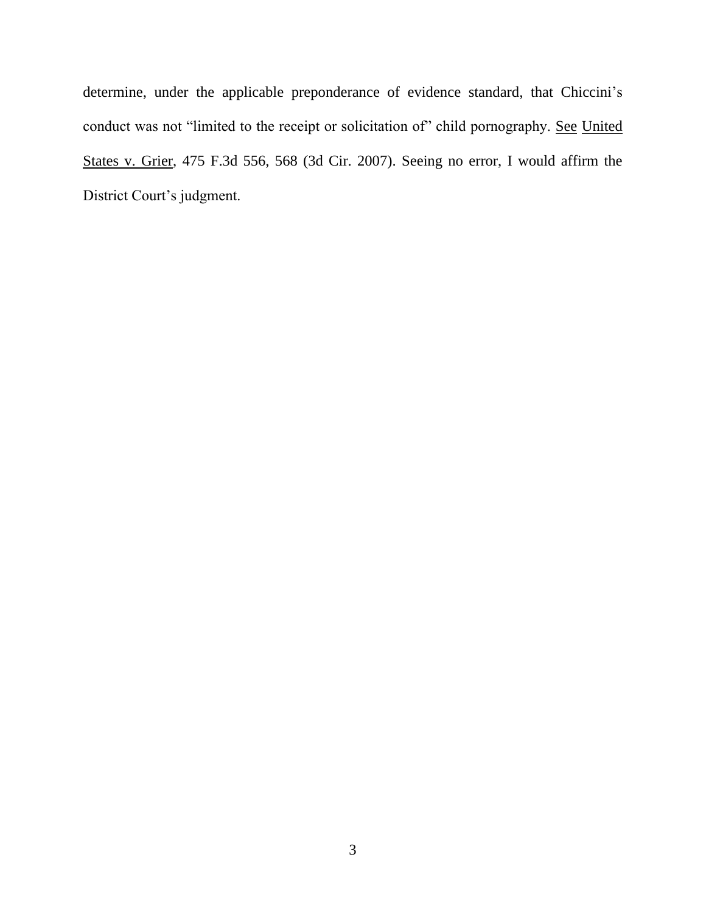determine, under the applicable preponderance of evidence standard, that Chiccini's conduct was not "limited to the receipt or solicitation of" child pornography. See United States v. Grier, 475 F.3d 556, 568 (3d Cir. 2007). Seeing no error, I would affirm the District Court's judgment.